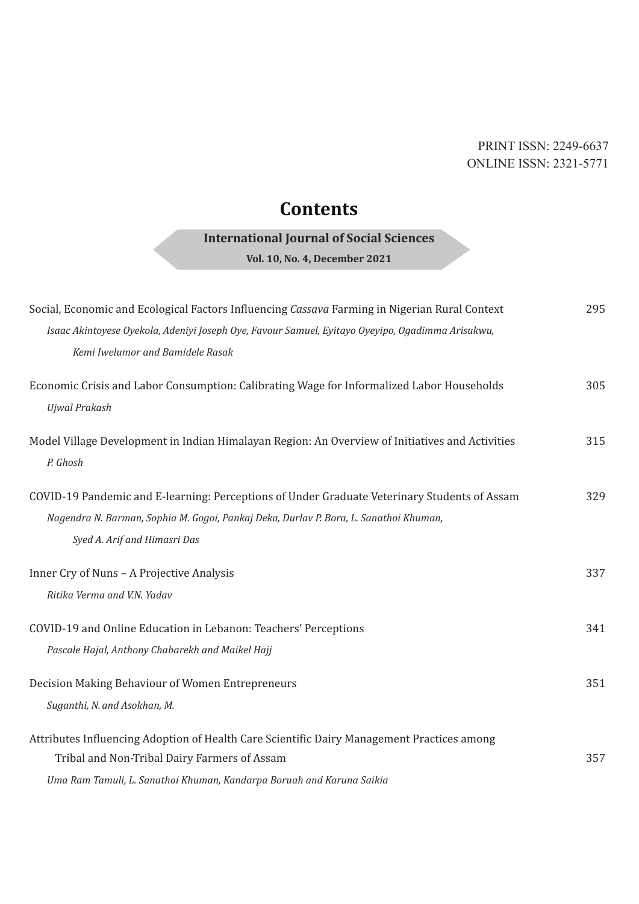PRINT ISSN: 2249-6637
ONLINE ISSN: 2321-5771

# Contents

**International Journal of Social Sciences**

**Vol. 10, No. 4, December 2021**

Social, Economic and Ecological Factors Influencing *Cassava* Farming in Nigerian Rural Context — 295
*Isaac Akintoyese Oyekola, Adeniyi Joseph Oye, Favour Samuel, Eyitayo Oyeyipo, Ogadimma Arisukwu, Kemi Iwelumor and Bamidele Rasak*

Economic Crisis and Labor Consumption: Calibrating Wage for Informalized Labor Households — 305
*Ujwal Prakash*

Model Village Development in Indian Himalayan Region: An Overview of Initiatives and Activities — 315
*P. Ghosh*

COVID-19 Pandemic and E-learning: Perceptions of Under Graduate Veterinary Students of Assam — 329
*Nagendra N. Barman, Sophia M. Gogoi, Pankaj Deka, Durlav P. Bora, L. Sanathoi Khuman, Syed A. Arif and Himasri Das*

Inner Cry of Nuns – A Projective Analysis — 337
*Ritika Verma and V.N. Yadav*

COVID-19 and Online Education in Lebanon: Teachers' Perceptions — 341
*Pascale Hajal, Anthony Chabarekh and Maikel Hajj*

Decision Making Behaviour of Women Entrepreneurs — 351
*Suganthi, N. and Asokhan, M.*

Attributes Influencing Adoption of Health Care Scientific Dairy Management Practices among Tribal and Non-Tribal Dairy Farmers of Assam — 357
*Uma Ram Tamuli, L. Sanathoi Khuman, Kandarpa Boruah and Karuna Saikia*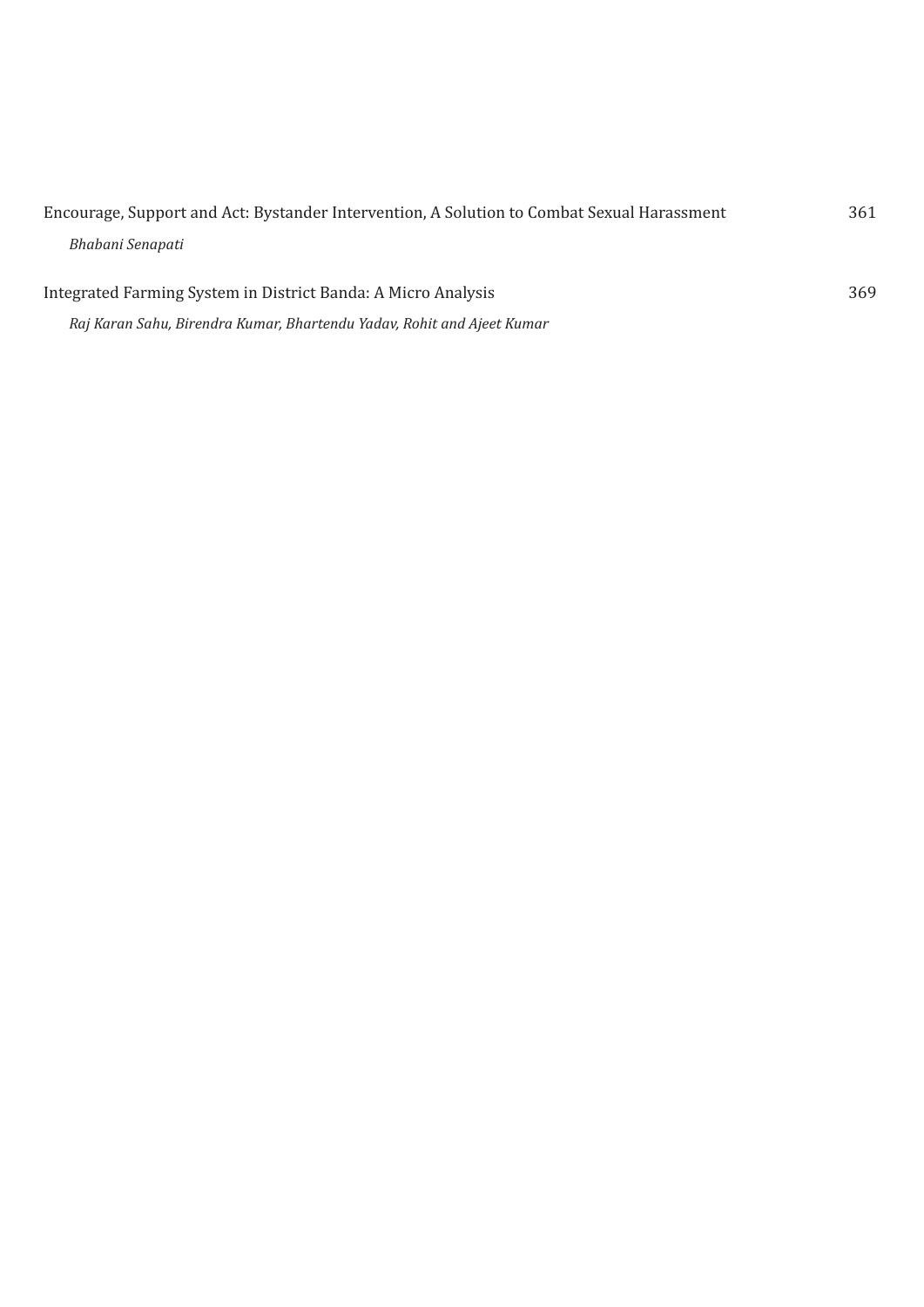Encourage, Support and Act: Bystander Intervention, A Solution to Combat Sexual Harassment 361

*Bhabani Senapati*

Integrated Farming System in District Banda: A Micro Analysis 369

*Raj Karan Sahu, Birendra Kumar, Bhartendu Yadav, Rohit and Ajeet Kumar*